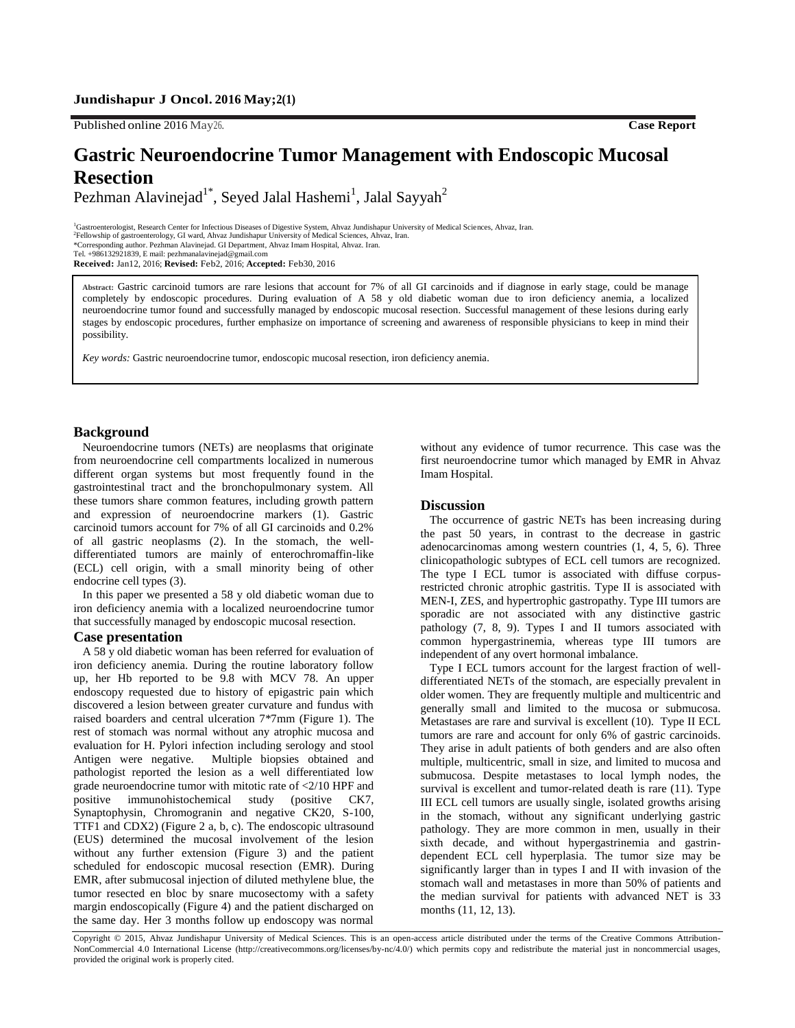Published online 2016 May26. **Case Report**

# Gastric Neuroendocrine Tumor Management with Endoscopic Mucosal Resection

Pezhman Alavinejad[1*], Seyed Jalal Hashemi[1], Jalal Sayyah[2]

[1]Gastroenterologist, Research Center for Infectious Diseases of Digestive System, Ahvaz Jundishapur University of Medical Sciences, Ahvaz, Iran.
[2]Fellowship of gastroenterology, GI ward, Ahvaz Jundishapur University of Medical Sciences, Ahvaz, Iran.
*Corresponding author. Pezhman Alavinejad. GI Department, Ahvaz Imam Hospital, Ahvaz. Iran.
Tel. +986132921839, E mail: pezhmanalavinejad@gmail.com
**Received:** Jan12, 2016; **Revised:** Feb2, 2016; **Accepted:** Feb30, 2016

**Abstract:** Gastric carcinoid tumors are rare lesions that account for 7% of all GI carcinoids and if diagnose in early stage, could be manage completely by endoscopic procedures. During evaluation of A 58 y old diabetic woman due to iron deficiency anemia, a localized neuroendocrine tumor found and successfully managed by endoscopic mucosal resection. Successful management of these lesions during early stages by endoscopic procedures, further emphasize on importance of screening and awareness of responsible physicians to keep in mind their possibility.

*Key words:* Gastric neuroendocrine tumor, endoscopic mucosal resection, iron deficiency anemia.

## Background

Neuroendocrine tumors (NETs) are neoplasms that originate from neuroendocrine cell compartments localized in numerous different organ systems but most frequently found in the gastrointestinal tract and the bronchopulmonary system. All these tumors share common features, including growth pattern and expression of neuroendocrine markers (1). Gastric carcinoid tumors account for 7% of all GI carcinoids and 0.2% of all gastric neoplasms (2). In the stomach, the well-differentiated tumors are mainly of enterochromaffin-like (ECL) cell origin, with a small minority being of other endocrine cell types (3).

In this paper we presented a 58 y old diabetic woman due to iron deficiency anemia with a localized neuroendocrine tumor that successfully managed by endoscopic mucosal resection.

## Case presentation

A 58 y old diabetic woman has been referred for evaluation of iron deficiency anemia. During the routine laboratory follow up, her Hb reported to be 9.8 with MCV 78. An upper endoscopy requested due to history of epigastric pain which discovered a lesion between greater curvature and fundus with raised boarders and central ulceration 7*7mm (Figure 1). The rest of stomach was normal without any atrophic mucosa and evaluation for H. Pylori infection including serology and stool Antigen were negative. Multiple biopsies obtained and pathologist reported the lesion as a well differentiated low grade neuroendocrine tumor with mitotic rate of <2/10 HPF and positive immunohistochemical study (positive CK7, Synaptophysin, Chromogranin and negative CK20, S-100, TTF1 and CDX2) (Figure 2 a, b, c). The endoscopic ultrasound (EUS) determined the mucosal involvement of the lesion without any further extension (Figure 3) and the patient scheduled for endoscopic mucosal resection (EMR). During EMR, after submucosal injection of diluted methylene blue, the tumor resected en bloc by snare mucosectomy with a safety margin endoscopically (Figure 4) and the patient discharged on the same day. Her 3 months follow up endoscopy was normal without any evidence of tumor recurrence. This case was the first neuroendocrine tumor which managed by EMR in Ahvaz Imam Hospital.

## Discussion

The occurrence of gastric NETs has been increasing during the past 50 years, in contrast to the decrease in gastric adenocarcinomas among western countries (1, 4, 5, 6). Three clinicopathologic subtypes of ECL cell tumors are recognized. The type I ECL tumor is associated with diffuse corpus-restricted chronic atrophic gastritis. Type II is associated with MEN-I, ZES, and hypertrophic gastropathy. Type III tumors are sporadic are not associated with any distinctive gastric pathology (7, 8, 9). Types I and II tumors associated with common hypergastrinemia, whereas type III tumors are independent of any overt hormonal imbalance.

Type I ECL tumors account for the largest fraction of well-differentiated NETs of the stomach, are especially prevalent in older women. They are frequently multiple and multicentric and generally small and limited to the mucosa or submucosa. Metastases are rare and survival is excellent (10). Type II ECL tumors are rare and account for only 6% of gastric carcinoids. They arise in adult patients of both genders and are also often multiple, multicentric, small in size, and limited to mucosa and submucosa. Despite metastases to local lymph nodes, the survival is excellent and tumor-related death is rare (11). Type III ECL cell tumors are usually single, isolated growths arising in the stomach, without any significant underlying gastric pathology. They are more common in men, usually in their sixth decade, and without hypergastrinemia and gastrin-dependent ECL cell hyperplasia. The tumor size may be significantly larger than in types I and II with invasion of the stomach wall and metastases in more than 50% of patients and the median survival for patients with advanced NET is 33 months (11, 12, 13).

Copyright © 2015, Ahvaz Jundishapur University of Medical Sciences. This is an open-access article distributed under the terms of the Creative Commons Attribution-NonCommercial 4.0 International License (http://creativecommons.org/licenses/by-nc/4.0/) which permits copy and redistribute the material just in noncommercial usages, provided the original work is properly cited.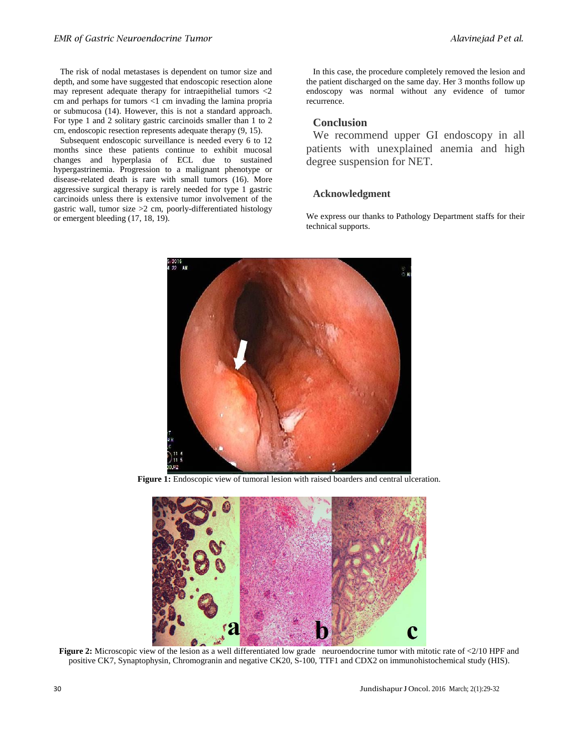The risk of nodal metastases is dependent on tumor size and depth, and some have suggested that endoscopic resection alone may represent adequate therapy for intraepithelial tumors <2 cm and perhaps for tumors <1 cm invading the lamina propria or submucosa (14). However, this is not a standard approach. For type 1 and 2 solitary gastric carcinoids smaller than 1 to 2 cm, endoscopic resection represents adequate therapy (9, 15).

Subsequent endoscopic surveillance is needed every 6 to 12 months since these patients continue to exhibit mucosal changes and hyperplasia of ECL due to sustained hypergastrinemia. Progression to a malignant phenotype or disease-related death is rare with small tumors (16). More aggressive surgical therapy is rarely needed for type 1 gastric carcinoids unless there is extensive tumor involvement of the gastric wall, tumor size >2 cm, poorly-differentiated histology or emergent bleeding (17, 18, 19).

In this case, the procedure completely removed the lesion and the patient discharged on the same day. Her 3 months follow up endoscopy was normal without any evidence of tumor recurrence.

## Conclusion

We recommend upper GI endoscopy in all patients with unexplained anemia and high degree suspension for NET.

## Acknowledgment

We express our thanks to Pathology Department staffs for their technical supports.

**Figure 1:** Endoscopic view of tumoral lesion with raised boarders and central ulceration.

**Figure 2:** Microscopic view of the lesion as a well differentiated low grade neuroendocrine tumor with mitotic rate of <2/10 HPF and positive CK7, Synaptophysin, Chromogranin and negative CK20, S-100, TTF1 and CDX2 on immunohistochemical study (HIS).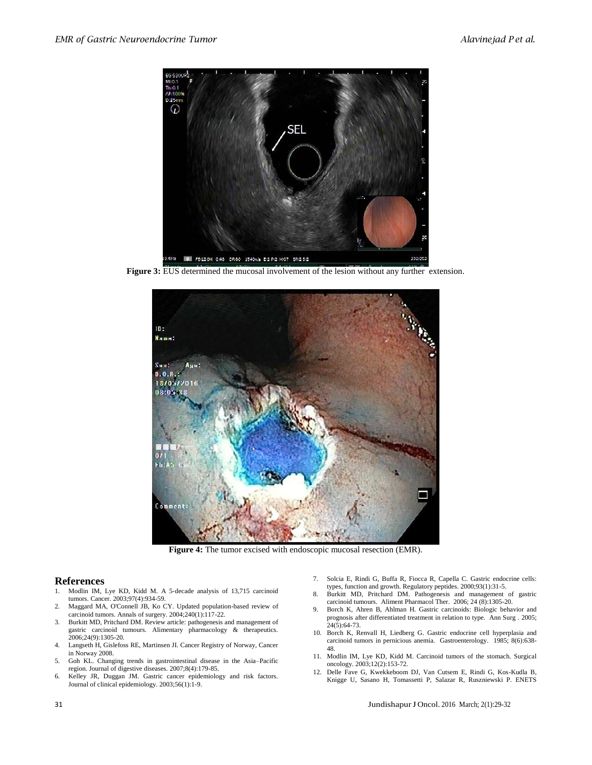**Figure 3:** EUS determined the mucosal involvement of the lesion without any further extension.

**Figure 4:** The tumor excised with endoscopic mucosal resection (EMR).

## References

1. Modlin IM, Lye KD, Kidd M. A 5-decade analysis of 13,715 carcinoid tumors. Cancer. 2003;97(4):934-59.
2. Maggard MA, O'Connell JB, Ko CY. Updated population-based review of carcinoid tumors. Annals of surgery. 2004;240(1):117-22.
3. Burkitt MD, Pritchard DM. Review article: pathogenesis and management of gastric carcinoid tumours. Alimentary pharmacology & therapeutics. 2006;24(9):1305-20.
4. Langseth H, Gislefoss RE, Martinsen JI. Cancer Registry of Norway, Cancer in Norway 2008.
5. Goh KL. Changing trends in gastrointestinal disease in the Asia–Pacific region. Journal of digestive diseases. 2007;8(4):179-85.
6. Kelley JR, Duggan JM. Gastric cancer epidemiology and risk factors. Journal of clinical epidemiology. 2003;56(1):1-9.
7. Solcia E, Rindi G, Buffa R, Fiocca R, Capella C. Gastric endocrine cells: types, function and growth. Regulatory peptides. 2000;93(1):31-5.
8. Burkitt MD, Pritchard DM. Pathogenesis and management of gastric carcinoid tumours. Aliment Pharmacol Ther. 2006; 24 (8):1305-20.
9. Borch K, Ahren B, Ahlman H. Gastric carcinoids: Biologic behavior and prognosis after differentiated treatment in relation to type. Ann Surg . 2005; 24(5):64-73.
10. Borch K, Renvall H, Liedberg G. Gastric endocrine cell hyperplasia and carcinoid tumors in pernicious anemia. Gastroenterology. 1985; 8(6):638-48.
11. Modlin IM, Lye KD, Kidd M. Carcinoid tumors of the stomach. Surgical oncology. 2003;12(2):153-72.
12. Delle Fave G, Kwekkeboom DJ, Van Cutsem E, Rindi G, Kos-Kudla B, Knigge U, Sasano H, Tomassetti P, Salazar R, Ruszniewski P. ENETS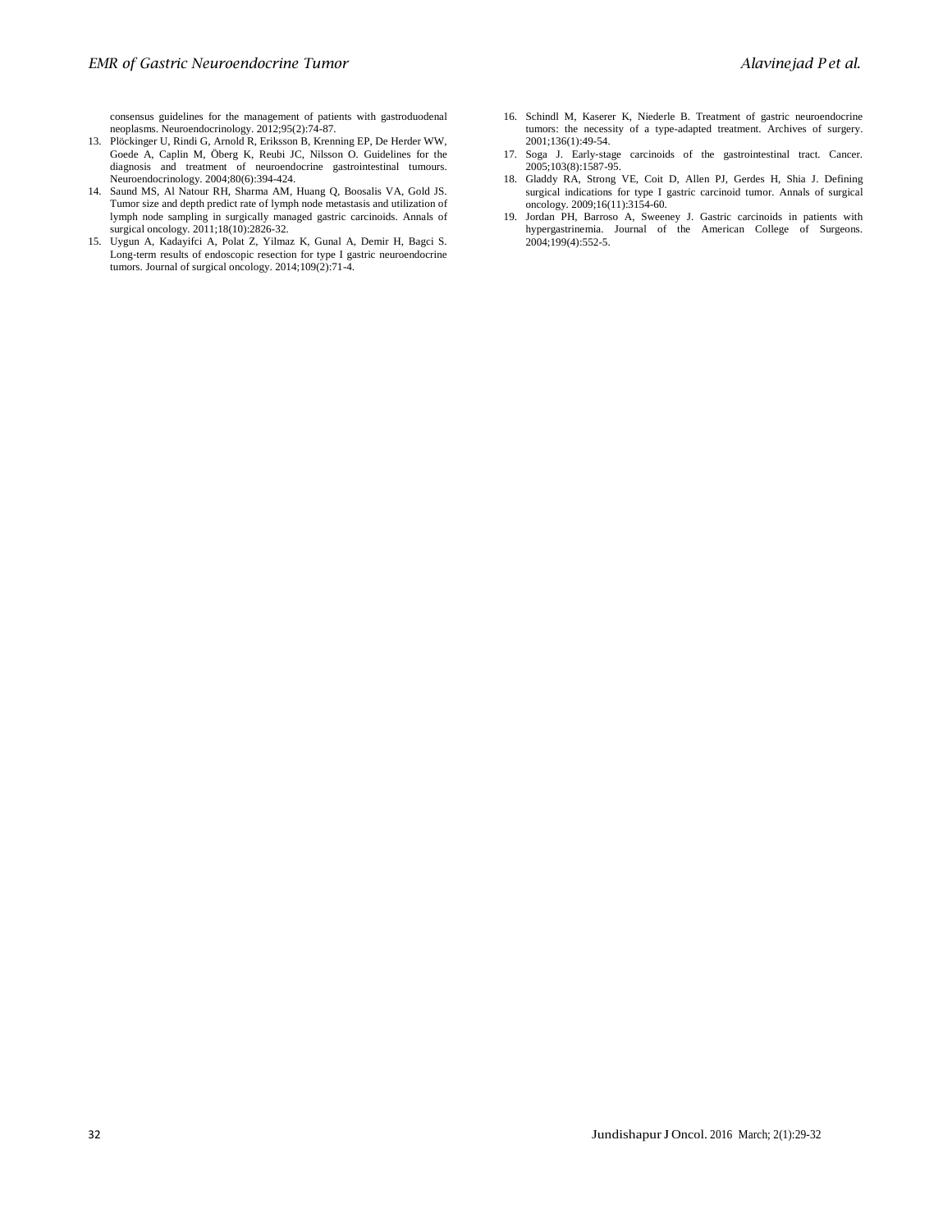consensus guidelines for the management of patients with gastroduodenal neoplasms. Neuroendocrinology. 2012;95(2):74-87.

13. Plöckinger U, Rindi G, Arnold R, Eriksson B, Krenning EP, De Herder WW, Goede A, Caplin M, Öberg K, Reubi JC, Nilsson O. Guidelines for the diagnosis and treatment of neuroendocrine gastrointestinal tumours. Neuroendocrinology. 2004;80(6):394-424.
14. Saund MS, Al Natour RH, Sharma AM, Huang Q, Boosalis VA, Gold JS. Tumor size and depth predict rate of lymph node metastasis and utilization of lymph node sampling in surgically managed gastric carcinoids. Annals of surgical oncology. 2011;18(10):2826-32.
15. Uygun A, Kadayifci A, Polat Z, Yilmaz K, Gunal A, Demir H, Bagci S. Long-term results of endoscopic resection for type I gastric neuroendocrine tumors. Journal of surgical oncology. 2014;109(2):71-4.
16. Schindl M, Kaserer K, Niederle B. Treatment of gastric neuroendocrine tumors: the necessity of a type-adapted treatment. Archives of surgery. 2001;136(1):49-54.
17. Soga J. Early-stage carcinoids of the gastrointestinal tract. Cancer. 2005;103(8):1587-95.
18. Gladdy RA, Strong VE, Coit D, Allen PJ, Gerdes H, Shia J. Defining surgical indications for type I gastric carcinoid tumor. Annals of surgical oncology. 2009;16(11):3154-60.
19. Jordan PH, Barroso A, Sweeney J. Gastric carcinoids in patients with hypergastrinemia. Journal of the American College of Surgeons. 2004;199(4):552-5.